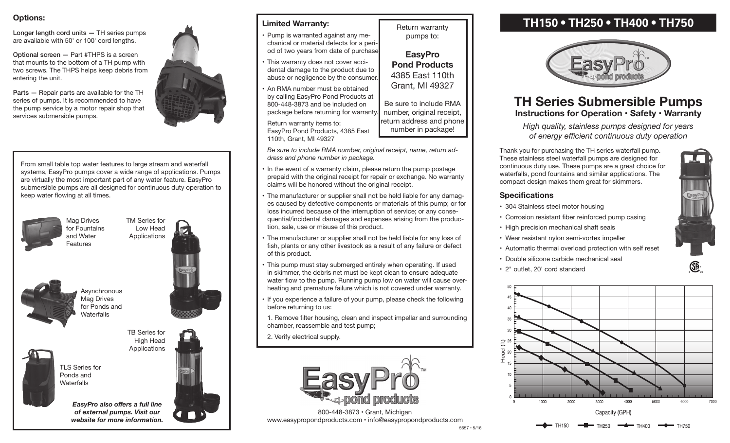## Options:

**Longer length cord units —** TH series pumps are available with 50' or 100' cord lengths.

**Optional screen —** Part #THPS is a screen that mounts to the bottom of a TH pump with two screws. The THPS helps keep debris from entering the unit.

**Parts —** Repair parts are available for the TH series of pumps. It is recommended to have the pump service by a motor repair shop that services submersible pumps.

From small table top water features to large stream and waterfall systems, EasyPro pumps cover a wide range of applications. Pumps are virtually the most important part of any water feature. EasyPro submersible pumps are all designed for continuous duty operation to keep water flowing at all times.

Mag Drives for Fountains and Water Features

TM Series for Low Head Applications

Asynchronous Mag Drives for Ponds and Waterfalls

TB Series for High Head Applications

TLS Series for Ponds and Waterfalls

***EasyPro also offers a full line of external pumps. Visit our website for more information.***

## Limited Warranty:

- Pump is warranted against any mechanical or material defects for a period of two years from date of purchase.
- This warranty does not cover accidental damage to the product due to abuse or negligence by the consumer.
- An RMA number must be obtained by calling EasyPro Pond Products at 800-448-3873 and be included on package before returning for warranty.

  Return warranty items to: EasyPro Pond Products, 4385 East 110th, Grant, MI 49327

  *Be sure to include RMA number, original receipt, name, return address and phone number in package.*
- In the event of a warranty claim, please return the pump postage prepaid with the original receipt for repair or exchange. No warranty claims will be honored without the original receipt.
- The manufacturer or supplier shall not be held liable for any damages caused by defective components or materials of this pump; or for loss incurred because of the interruption of service; or any consequential/incidental damages and expenses arising from the production, sale, use or misuse of this product.
- The manufacturer or supplier shall not be held liable for any loss of fish, plants or any other livestock as a result of any failure or defect of this product.
- This pump must stay submerged entirely when operating. If used in skimmer, the debris net must be kept clean to ensure adequate water flow to the pump. Running pump low on water will cause overheating and premature failure which is not covered under warranty.
- If you experience a failure of your pump, please check the following before returning to us:

  1. Remove filter housing, clean and inspect impellar and surrounding chamber, reassemble and test pump;

  2. Verify electrical supply.

Return warranty pumps to:

**EasyPro Pond Products**
4385 East 110th
Grant, MI 49327

Be sure to include RMA number, original receipt, return address and phone number in package!

800-448-3873 • Grant, Michigan
www.easypropondproducts.com • info@easypropondproducts.com

5657 • 5/16

# TH150 • TH250 • TH400 • TH750

## TH Series Submersible Pumps

### Instructions for Operation • Safety • Warranty

*High quality, stainless pumps designed for years of energy efficient continuous duty operation*

Thank you for purchasing the TH series waterfall pump. These stainless steel waterfall pumps are designed for continuous duty use. These pumps are a great choice for waterfalls, pond fountains and similar applications. The compact design makes them great for skimmers.

### Specifications

- 304 Stainless steel motor housing
- Corrosion resistant fiber reinforced pump casing
- High precision mechanical shaft seals
- Wear resistant nylon semi-vortex impeller
- Automatic thermal overload protection with self reset
- Double silicone carbide mechanical seal
- 2" outlet, 20' cord standard

Head (ft) vs. Capacity (GPH) — TH150, TH250, TH400, TH750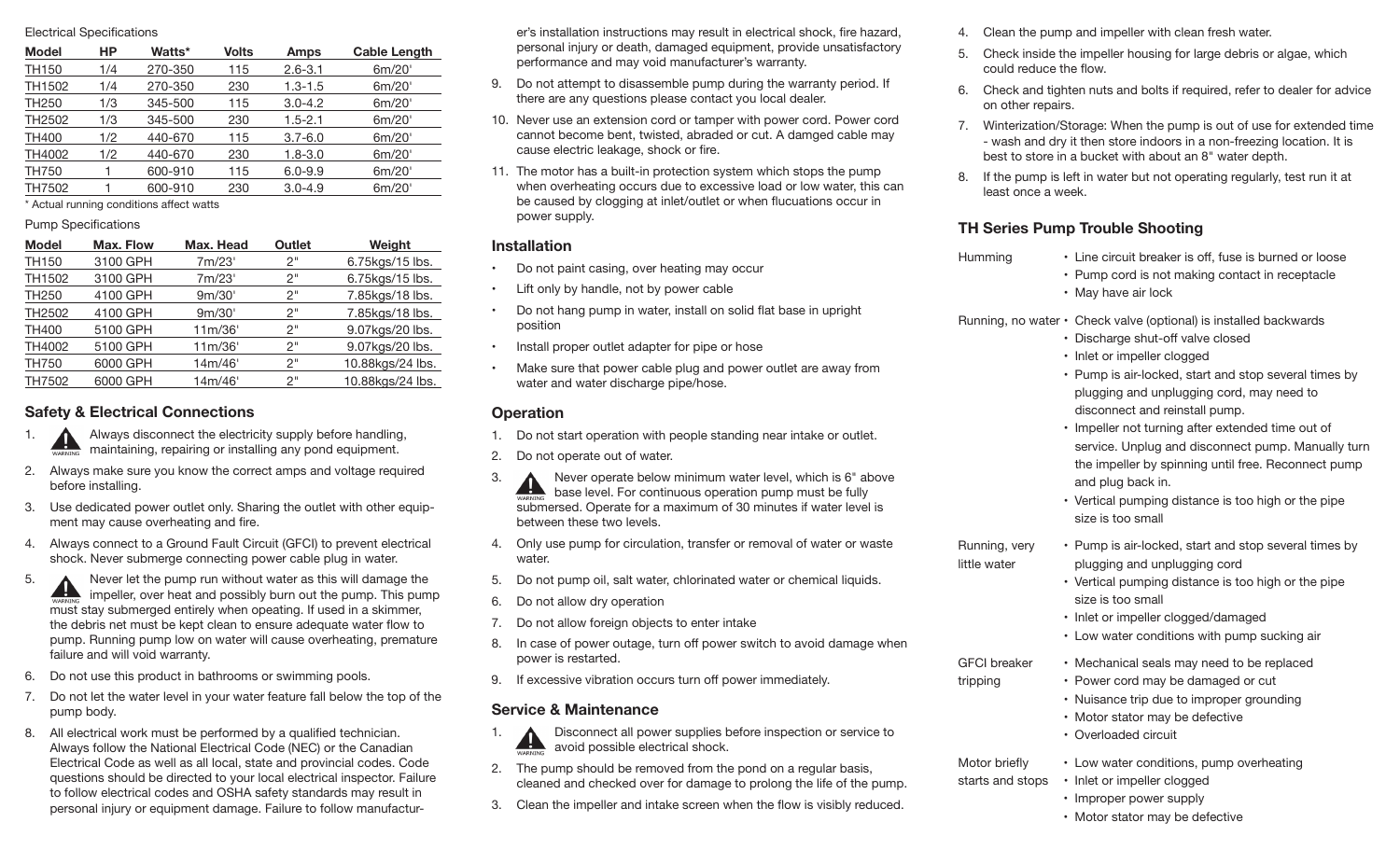Electrical Specifications

| Model | HP | Watts* | Volts | Amps | Cable Length |
|---|---|---|---|---|---|
| TH150 | 1/4 | 270-350 | 115 | 2.6-3.1 | 6m/20' |
| TH1502 | 1/4 | 270-350 | 230 | 1.3-1.5 | 6m/20' |
| TH250 | 1/3 | 345-500 | 115 | 3.0-4.2 | 6m/20' |
| TH2502 | 1/3 | 345-500 | 230 | 1.5-2.1 | 6m/20' |
| TH400 | 1/2 | 440-670 | 115 | 3.7-6.0 | 6m/20' |
| TH4002 | 1/2 | 440-670 | 230 | 1.8-3.0 | 6m/20' |
| TH750 | 1 | 600-910 | 115 | 6.0-9.9 | 6m/20' |
| TH7502 | 1 | 600-910 | 230 | 3.0-4.9 | 6m/20' |

* Actual running conditions affect watts

Pump Specifications

| Model | Max. Flow | Max. Head | Outlet | Weight |
|---|---|---|---|---|
| TH150 | 3100 GPH | 7m/23' | 2" | 6.75kgs/15 lbs. |
| TH1502 | 3100 GPH | 7m/23' | 2" | 6.75kgs/15 lbs. |
| TH250 | 4100 GPH | 9m/30' | 2" | 7.85kgs/18 lbs. |
| TH2502 | 4100 GPH | 9m/30' | 2" | 7.85kgs/18 lbs. |
| TH400 | 5100 GPH | 11m/36' | 2" | 9.07kgs/20 lbs. |
| TH4002 | 5100 GPH | 11m/36' | 2" | 9.07kgs/20 lbs. |
| TH750 | 6000 GPH | 14m/46' | 2" | 10.88kgs/24 lbs. |
| TH7502 | 6000 GPH | 14m/46' | 2" | 10.88kgs/24 lbs. |

## Safety & Electrical Connections

1. WARNING Always disconnect the electricity supply before handling, maintaining, repairing or installing any pond equipment.
2. Always make sure you know the correct amps and voltage required before installing.
3. Use dedicated power outlet only. Sharing the outlet with other equipment may cause overheating and fire.
4. Always connect to a Ground Fault Circuit (GFCI) to prevent electrical shock. Never submerge connecting power cable plug in water.
5. WARNING Never let the pump run without water as this will damage the impeller, over heat and possibly burn out the pump. This pump must stay submerged entirely when opeating. If used in a skimmer, the debris net must be kept clean to ensure adequate water flow to pump. Running pump low on water will cause overheating, premature failure and will void warranty.
6. Do not use this product in bathrooms or swimming pools.
7. Do not let the water level in your water feature fall below the top of the pump body.
8. All electrical work must be performed by a qualified technician. Always follow the National Electrical Code (NEC) or the Canadian Electrical Code as well as all local, state and provincial codes. Code questions should be directed to your local electrical inspector. Failure to follow electrical codes and OSHA safety standards may result in personal injury or equipment damage. Failure to follow manufacturer's installation instructions may result in electrical shock, fire hazard, personal injury or death, damaged equipment, provide unsatisfactory performance and may void manufacturer's warranty.
9. Do not attempt to disassemble pump during the warranty period. If there are any questions please contact you local dealer.
10. Never use an extension cord or tamper with power cord. Power cord cannot become bent, twisted, abraded or cut. A damged cable may cause electric leakage, shock or fire.
11. The motor has a built-in protection system which stops the pump when overheating occurs due to excessive load or low water, this can be caused by clogging at inlet/outlet or when flucuations occur in power supply.

## Installation

- Do not paint casing, over heating may occur
- Lift only by handle, not by power cable
- Do not hang pump in water, install on solid flat base in upright position
- Install proper outlet adapter for pipe or hose
- Make sure that power cable plug and power outlet are away from water and water discharge pipe/hose.

## Operation

1. Do not start operation with people standing near intake or outlet.
2. Do not operate out of water.
3. WARNING Never operate below minimum water level, which is 6" above base level. For continuous operation pump must be fully submersed. Operate for a maximum of 30 minutes if water level is between these two levels.
4. Only use pump for circulation, transfer or removal of water or waste water.
5. Do not pump oil, salt water, chlorinated water or chemical liquids.
6. Do not allow dry operation
7. Do not allow foreign objects to enter intake
8. In case of power outage, turn off power switch to avoid damage when power is restarted.
9. If excessive vibration occurs turn off power immediately.

## Service & Maintenance

1. WARNING Disconnect all power supplies before inspection or service to avoid possible electrical shock.
2. The pump should be removed from the pond on a regular basis, cleaned and checked over for damage to prolong the life of the pump.
3. Clean the impeller and intake screen when the flow is visibly reduced.
4. Clean the pump and impeller with clean fresh water.
5. Check inside the impeller housing for large debris or algae, which could reduce the flow.
6. Check and tighten nuts and bolts if required, refer to dealer for advice on other repairs.
7. Winterization/Storage: When the pump is out of use for extended time - wash and dry it then store indoors in a non-freezing location. It is best to store in a bucket with about an 8" water depth.
8. If the pump is left in water but not operating regularly, test run it at least once a week.

## TH Series Pump Trouble Shooting

**Humming**
- Line circuit breaker is off, fuse is burned or loose
- Pump cord is not making contact in receptacle
- May have air lock

**Running, no water**
- Check valve (optional) is installed backwards
- Discharge shut-off valve closed
- Inlet or impeller clogged
- Pump is air-locked, start and stop several times by plugging and unplugging cord, may need to disconnect and reinstall pump.
- Impeller not turning after extended time out of service. Unplug and disconnect pump. Manually turn the impeller by spinning until free. Reconnect pump and plug back in.
- Vertical pumping distance is too high or the pipe size is too small

**Running, very little water**
- Pump is air-locked, start and stop several times by plugging and unplugging cord
- Vertical pumping distance is too high or the pipe size is too small
- Inlet or impeller clogged/damaged
- Low water conditions with pump sucking air

**GFCI breaker tripping**
- Mechanical seals may need to be replaced
- Power cord may be damaged or cut
- Nuisance trip due to improper grounding
- Motor stator may be defective
- Overloaded circuit

**Motor briefly starts and stops**
- Low water conditions, pump overheating
- Inlet or impeller clogged
- Improper power supply
- Motor stator may be defective